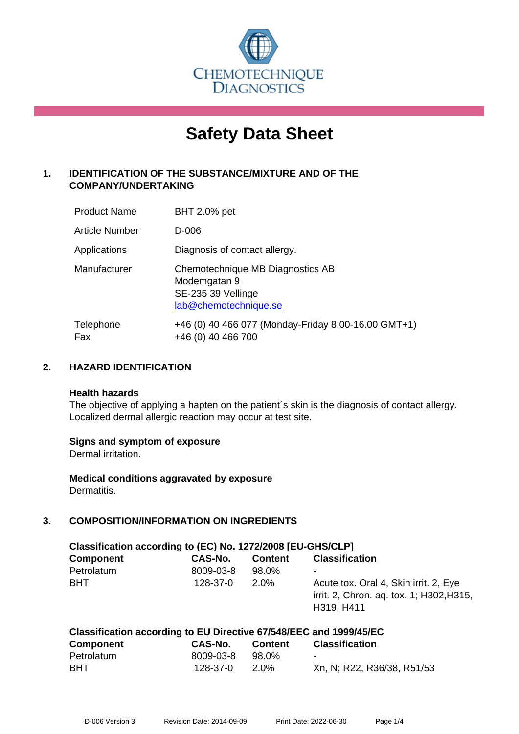CHEMOTECHNIQUE DIAGNOSTICS

# Safety Data Sheet

## 1. IDENTIFICATION OF THE SUBSTANCE/MIXTURE AND OF THE COMPANY/UNDERTAKING

| | |
|---|---|
| Product Name | BHT 2.0% pet |
| Article Number | D-006 |
| Applications | Diagnosis of contact allergy. |
| Manufacturer | Chemotechnique MB Diagnostics AB<br>Modemgatan 9<br>SE-235 39 Vellinge<br>lab@chemotechnique.se |
| Telephone<br>Fax | +46 (0) 40 466 077 (Monday-Friday 8.00-16.00 GMT+1)<br>+46 (0) 40 466 700 |

## 2. HAZARD IDENTIFICATION

**Health hazards**
The objective of applying a hapten on the patient´s skin is the diagnosis of contact allergy. Localized dermal allergic reaction may occur at test site.

**Signs and symptom of exposure**
Dermal irritation.

**Medical conditions aggravated by exposure**
Dermatitis.

## 3. COMPOSITION/INFORMATION ON INGREDIENTS

**Classification according to (EC) No. 1272/2008 [EU-GHS/CLP]**

| Component | CAS-No. | Content | Classification |
|---|---|---|---|
| Petrolatum | 8009-03-8 | 98.0% | - |
| BHT | 128-37-0 | 2.0% | Acute tox. Oral 4, Skin irrit. 2, Eye irrit. 2, Chron. aq. tox. 1; H302,H315, H319, H411 |

**Classification according to EU Directive 67/548/EEC and 1999/45/EC**

| Component | CAS-No. | Content | Classification |
|---|---|---|---|
| Petrolatum | 8009-03-8 | 98.0% | - |
| BHT | 128-37-0 | 2.0% | Xn, N; R22, R36/38, R51/53 |

D-006 Version 3 Revision Date: 2014-09-09 Print Date: 2022-06-30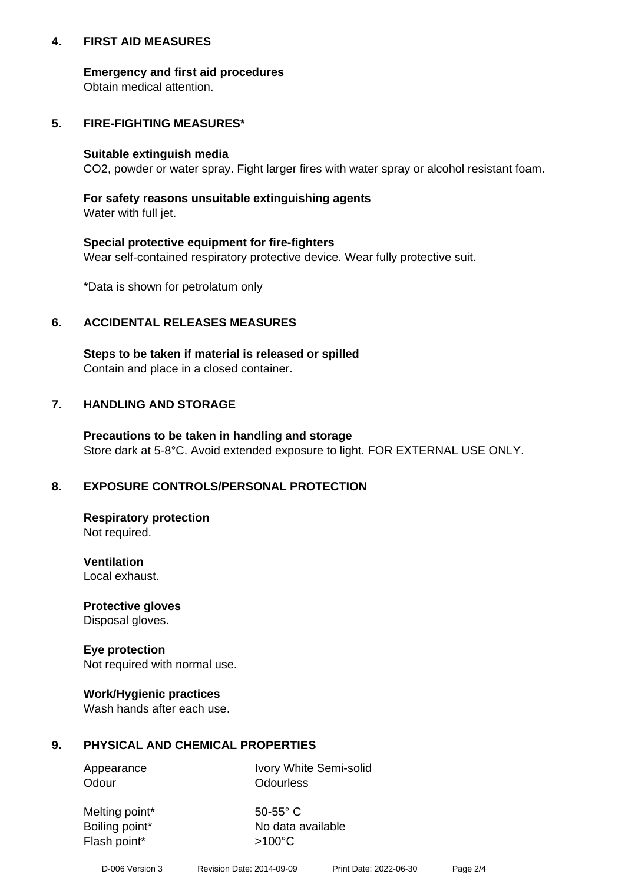## 4. FIRST AID MEASURES

**Emergency and first aid procedures**
Obtain medical attention.

## 5. FIRE-FIGHTING MEASURES*

**Suitable extinguish media**
$CO_2$, powder or water spray. Fight larger fires with water spray or alcohol resistant foam.

**For safety reasons unsuitable extinguishing agents**
Water with full jet.

**Special protective equipment for fire-fighters**
Wear self-contained respiratory protective device. Wear fully protective suit.

*Data is shown for petrolatum only

## 6. ACCIDENTAL RELEASES MEASURES

**Steps to be taken if material is released or spilled**
Contain and place in a closed container.

## 7. HANDLING AND STORAGE

**Precautions to be taken in handling and storage**
Store dark at 5-8°C. Avoid extended exposure to light. FOR EXTERNAL USE ONLY.

## 8. EXPOSURE CONTROLS/PERSONAL PROTECTION

**Respiratory protection**
Not required.

**Ventilation**
Local exhaust.

**Protective gloves**
Disposal gloves.

**Eye protection**
Not required with normal use.

**Work/Hygienic practices**
Wash hands after each use.

## 9. PHYSICAL AND CHEMICAL PROPERTIES

| | |
|---|---|
| Appearance | Ivory White Semi-solid |
| Odour | Odourless |
| Melting point* | 50-55° C |
| Boiling point* | No data available |
| Flash point* | >100°C |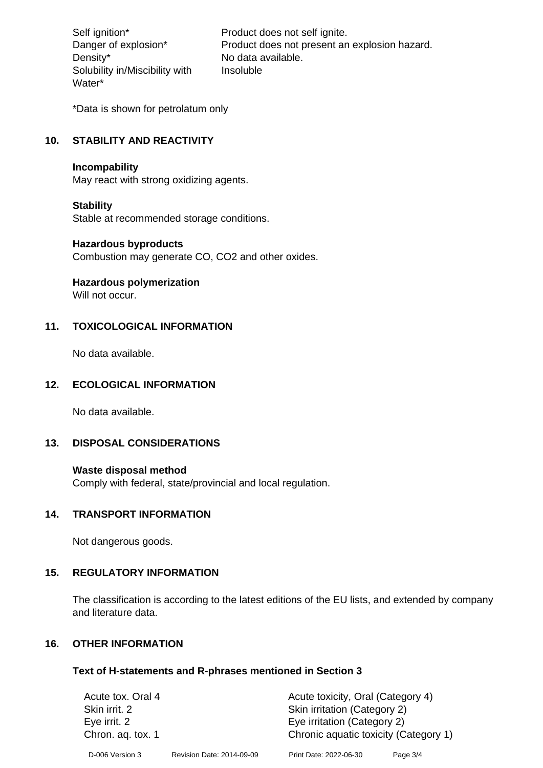| | |
|---|---|
| Self ignition* | Product does not self ignite. |
| Danger of explosion* | Product does not present an explosion hazard. |
| Density* | No data available. |
| Solubility in/Miscibility with Water* | Insoluble |

*Data is shown for petrolatum only

## 10. STABILITY AND REACTIVITY

**Incompability**
May react with strong oxidizing agents.

**Stability**
Stable at recommended storage conditions.

**Hazardous byproducts**
Combustion may generate CO, $CO_2$ and other oxides.

**Hazardous polymerization**
Will not occur.

## 11. TOXICOLOGICAL INFORMATION

No data available.

## 12. ECOLOGICAL INFORMATION

No data available.

## 13. DISPOSAL CONSIDERATIONS

**Waste disposal method**
Comply with federal, state/provincial and local regulation.

## 14. TRANSPORT INFORMATION

Not dangerous goods.

## 15. REGULATORY INFORMATION

The classification is according to the latest editions of the EU lists, and extended by company and literature data.

## 16. OTHER INFORMATION

### Text of H-statements and R-phrases mentioned in Section 3

| | |
|---|---|
| Acute tox. Oral 4 | Acute toxicity, Oral (Category 4) |
| Skin irrit. 2 | Skin irritation (Category 2) |
| Eye irrit. 2 | Eye irritation (Category 2) |
| Chron. aq. tox. 1 | Chronic aquatic toxicity (Category 1) |

D-006 Version 3 Revision Date: 2014-09-09 Print Date: 2022-06-30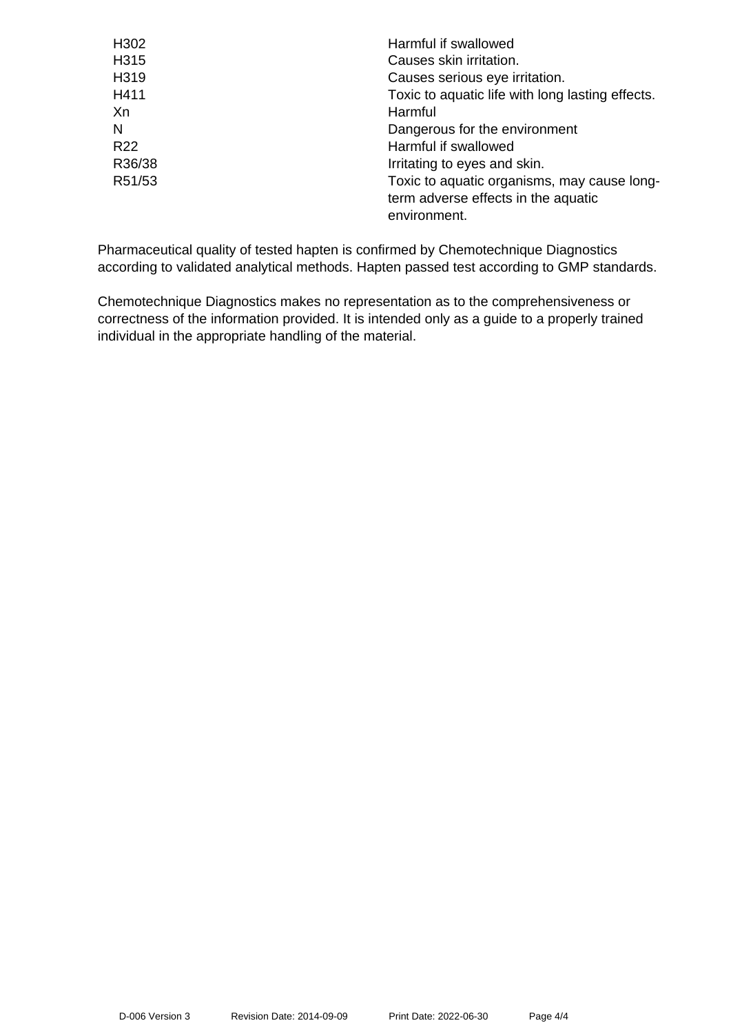| | |
|---|---|
| H302 | Harmful if swallowed |
| H315 | Causes skin irritation. |
| H319 | Causes serious eye irritation. |
| H411 | Toxic to aquatic life with long lasting effects. |
| Xn | Harmful |
| N | Dangerous for the environment |
| R22 | Harmful if swallowed |
| R36/38 | Irritating to eyes and skin. |
| R51/53 | Toxic to aquatic organisms, may cause long-term adverse effects in the aquatic environment. |

Pharmaceutical quality of tested hapten is confirmed by Chemotechnique Diagnostics according to validated analytical methods. Hapten passed test according to GMP standards.

Chemotechnique Diagnostics makes no representation as to the comprehensiveness or correctness of the information provided. It is intended only as a guide to a properly trained individual in the appropriate handling of the material.